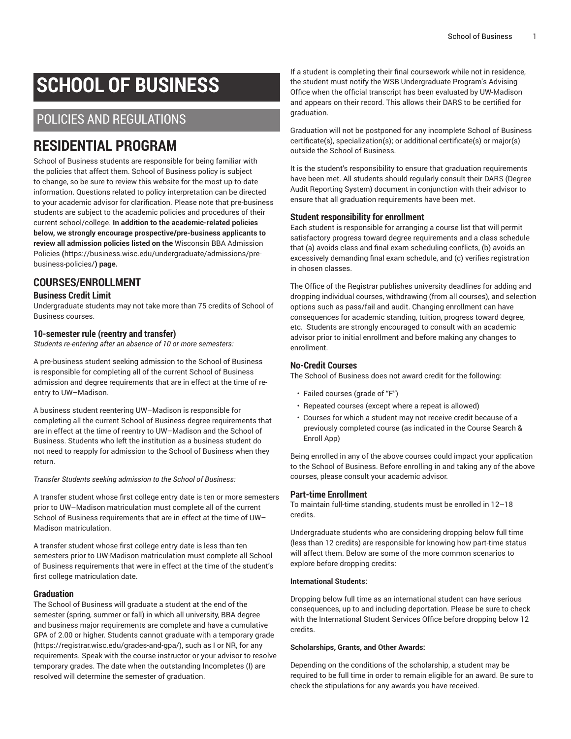# SCHOOL OF BUSINESS

## POLICIES AND REGULATIONS

## RESIDENTIAL PROGRAM

School of Business students are responsible for being familiar with the policies that affect them. School of Business policy is subject to change, so be sure to review this website for the most up-to-date information. Questions related to policy interpretation can be directed to your academic advisor for clarification. Please note that pre-business students are subject to the academic policies and procedures of their current school/college. **In addition to the academic-related policies below, we strongly encourage prospective/pre-business applicants to review all admission policies listed on the** Wisconsin BBA Admission Policies **(**https://business.wisc.edu/undergraduate/admissions/pre-business-policies/**) page.**

### COURSES/ENROLLMENT

#### Business Credit Limit

Undergraduate students may not take more than 75 credits of School of Business courses.

#### 10-semester rule (reentry and transfer)

*Students re-entering after an absence of 10 or more semesters:*

A pre-business student seeking admission to the School of Business is responsible for completing all of the current School of Business admission and degree requirements that are in effect at the time of re-entry to UW–Madison.

A business student reentering UW–Madison is responsible for completing all the current School of Business degree requirements that are in effect at the time of reentry to UW–Madison and the School of Business. Students who left the institution as a business student do not need to reapply for admission to the School of Business when they return.

*Transfer Students seeking admission to the School of Business:*

A transfer student whose first college entry date is ten or more semesters prior to UW–Madison matriculation must complete all of the current School of Business requirements that are in effect at the time of UW–Madison matriculation.

A transfer student whose first college entry date is less than ten semesters prior to UW-Madison matriculation must complete all School of Business requirements that were in effect at the time of the student's first college matriculation date.

#### Graduation

The School of Business will graduate a student at the end of the semester (spring, summer or fall) in which all university, BBA degree and business major requirements are complete and have a cumulative GPA of 2.00 or higher. Students cannot graduate with a temporary grade (https://registrar.wisc.edu/grades-and-gpa/), such as I or NR, for any requirements. Speak with the course instructor or your advisor to resolve temporary grades. The date when the outstanding Incompletes (I) are resolved will determine the semester of graduation.

If a student is completing their final coursework while not in residence, the student must notify the WSB Undergraduate Program's Advising Office when the official transcript has been evaluated by UW-Madison and appears on their record. This allows their DARS to be certified for graduation.

Graduation will not be postponed for any incomplete School of Business certificate(s), specialization(s); or additional certificate(s) or major(s) outside the School of Business.

It is the student's responsibility to ensure that graduation requirements have been met. All students should regularly consult their DARS (Degree Audit Reporting System) document in conjunction with their advisor to ensure that all graduation requirements have been met.

#### Student responsibility for enrollment

Each student is responsible for arranging a course list that will permit satisfactory progress toward degree requirements and a class schedule that (a) avoids class and final exam scheduling conflicts, (b) avoids an excessively demanding final exam schedule, and (c) verifies registration in chosen classes.

The Office of the Registrar publishes university deadlines for adding and dropping individual courses, withdrawing (from all courses), and selection options such as pass/fail and audit. Changing enrollment can have consequences for academic standing, tuition, progress toward degree, etc. Students are strongly encouraged to consult with an academic advisor prior to initial enrollment and before making any changes to enrollment.

#### No-Credit Courses

The School of Business does not award credit for the following:

- Failed courses (grade of "F")
- Repeated courses (except where a repeat is allowed)
- Courses for which a student may not receive credit because of a previously completed course (as indicated in the Course Search & Enroll App)

Being enrolled in any of the above courses could impact your application to the School of Business. Before enrolling in and taking any of the above courses, please consult your academic advisor.

#### Part-time Enrollment

To maintain full-time standing, students must be enrolled in 12–18 credits.

Undergraduate students who are considering dropping below full time (less than 12 credits) are responsible for knowing how part-time status will affect them. Below are some of the more common scenarios to explore before dropping credits:

##### International Students:

Dropping below full time as an international student can have serious consequences, up to and including deportation. Please be sure to check with the International Student Services Office before dropping below 12 credits.

##### Scholarships, Grants, and Other Awards:

Depending on the conditions of the scholarship, a student may be required to be full time in order to remain eligible for an award. Be sure to check the stipulations for any awards you have received.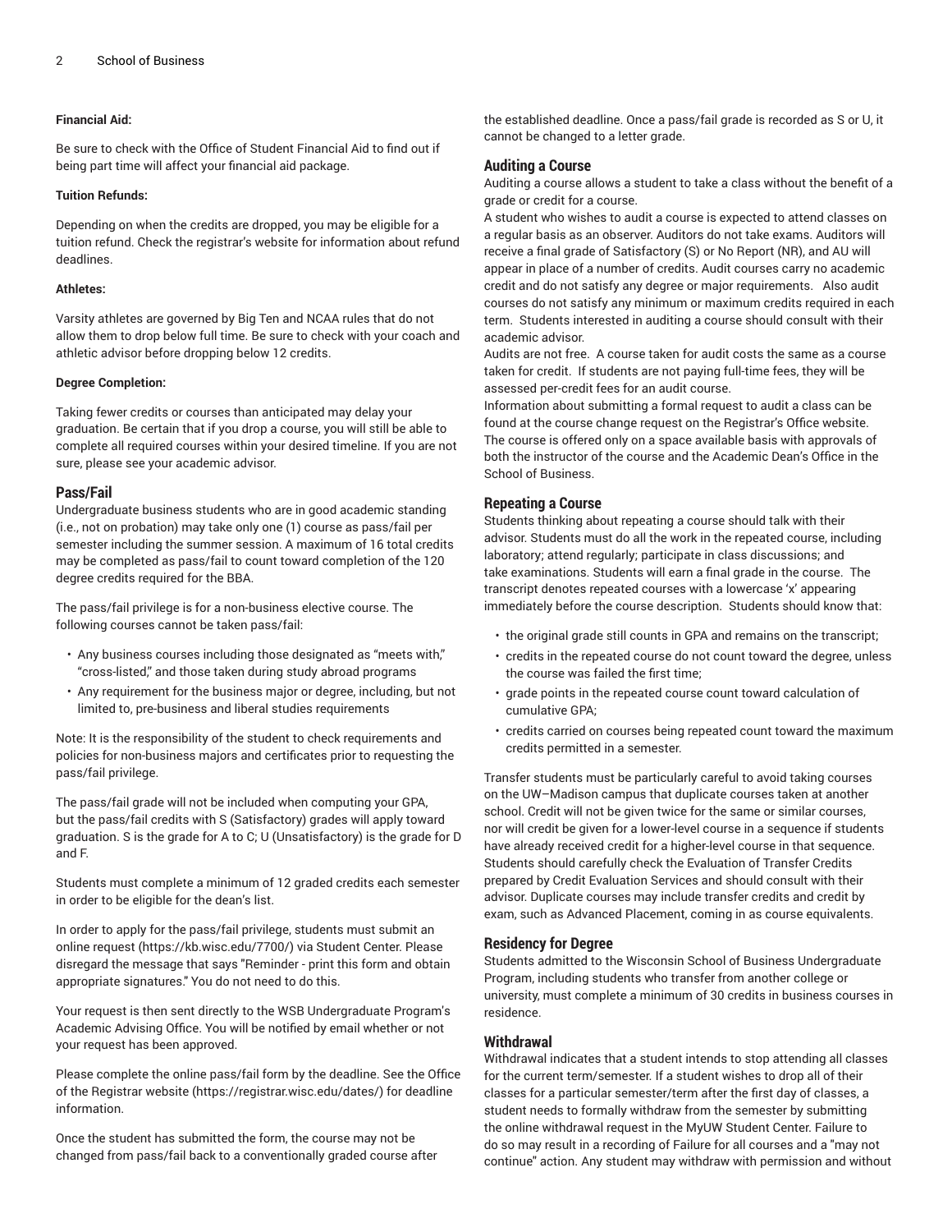**Financial Aid:**

Be sure to check with the Office of Student Financial Aid to find out if being part time will affect your financial aid package.

**Tuition Refunds:**

Depending on when the credits are dropped, you may be eligible for a tuition refund. Check the registrar's website for information about refund deadlines.

**Athletes:**

Varsity athletes are governed by Big Ten and NCAA rules that do not allow them to drop below full time. Be sure to check with your coach and athletic advisor before dropping below 12 credits.

**Degree Completion:**

Taking fewer credits or courses than anticipated may delay your graduation. Be certain that if you drop a course, you will still be able to complete all required courses within your desired timeline. If you are not sure, please see your academic advisor.

## Pass/Fail

Undergraduate business students who are in good academic standing (i.e., not on probation) may take only one (1) course as pass/fail per semester including the summer session. A maximum of 16 total credits may be completed as pass/fail to count toward completion of the 120 degree credits required for the BBA.

The pass/fail privilege is for a non-business elective course. The following courses cannot be taken pass/fail:

- Any business courses including those designated as "meets with," "cross-listed," and those taken during study abroad programs
- Any requirement for the business major or degree, including, but not limited to, pre-business and liberal studies requirements

Note: It is the responsibility of the student to check requirements and policies for non-business majors and certificates prior to requesting the pass/fail privilege.

The pass/fail grade will not be included when computing your GPA, but the pass/fail credits with S (Satisfactory) grades will apply toward graduation. S is the grade for A to C; U (Unsatisfactory) is the grade for D and F.

Students must complete a minimum of 12 graded credits each semester in order to be eligible for the dean's list.

In order to apply for the pass/fail privilege, students must submit an online request (https://kb.wisc.edu/7700/) via Student Center. Please disregard the message that says "Reminder - print this form and obtain appropriate signatures." You do not need to do this.

Your request is then sent directly to the WSB Undergraduate Program's Academic Advising Office. You will be notified by email whether or not your request has been approved.

Please complete the online pass/fail form by the deadline. See the Office of the Registrar website (https://registrar.wisc.edu/dates/) for deadline information.

Once the student has submitted the form, the course may not be changed from pass/fail back to a conventionally graded course after the established deadline. Once a pass/fail grade is recorded as S or U, it cannot be changed to a letter grade.

## Auditing a Course

Auditing a course allows a student to take a class without the benefit of a grade or credit for a course.

A student who wishes to audit a course is expected to attend classes on a regular basis as an observer. Auditors do not take exams. Auditors will receive a final grade of Satisfactory (S) or No Report (NR), and AU will appear in place of a number of credits. Audit courses carry no academic credit and do not satisfy any degree or major requirements. Also audit courses do not satisfy any minimum or maximum credits required in each term. Students interested in auditing a course should consult with their academic advisor.

Audits are not free. A course taken for audit costs the same as a course taken for credit. If students are not paying full-time fees, they will be assessed per-credit fees for an audit course.

Information about submitting a formal request to audit a class can be found at the course change request on the Registrar's Office website. The course is offered only on a space available basis with approvals of both the instructor of the course and the Academic Dean's Office in the School of Business.

## Repeating a Course

Students thinking about repeating a course should talk with their advisor. Students must do all the work in the repeated course, including laboratory; attend regularly; participate in class discussions; and take examinations. Students will earn a final grade in the course. The transcript denotes repeated courses with a lowercase 'x' appearing immediately before the course description. Students should know that:

- the original grade still counts in GPA and remains on the transcript;
- credits in the repeated course do not count toward the degree, unless the course was failed the first time;
- grade points in the repeated course count toward calculation of cumulative GPA;
- credits carried on courses being repeated count toward the maximum credits permitted in a semester.

Transfer students must be particularly careful to avoid taking courses on the UW–Madison campus that duplicate courses taken at another school. Credit will not be given twice for the same or similar courses, nor will credit be given for a lower-level course in a sequence if students have already received credit for a higher-level course in that sequence. Students should carefully check the Evaluation of Transfer Credits prepared by Credit Evaluation Services and should consult with their advisor. Duplicate courses may include transfer credits and credit by exam, such as Advanced Placement, coming in as course equivalents.

## Residency for Degree

Students admitted to the Wisconsin School of Business Undergraduate Program, including students who transfer from another college or university, must complete a minimum of 30 credits in business courses in residence.

## Withdrawal

Withdrawal indicates that a student intends to stop attending all classes for the current term/semester. If a student wishes to drop all of their classes for a particular semester/term after the first day of classes, a student needs to formally withdraw from the semester by submitting the online withdrawal request in the MyUW Student Center. Failure to do so may result in a recording of Failure for all courses and a "may not continue" action. Any student may withdraw with permission and without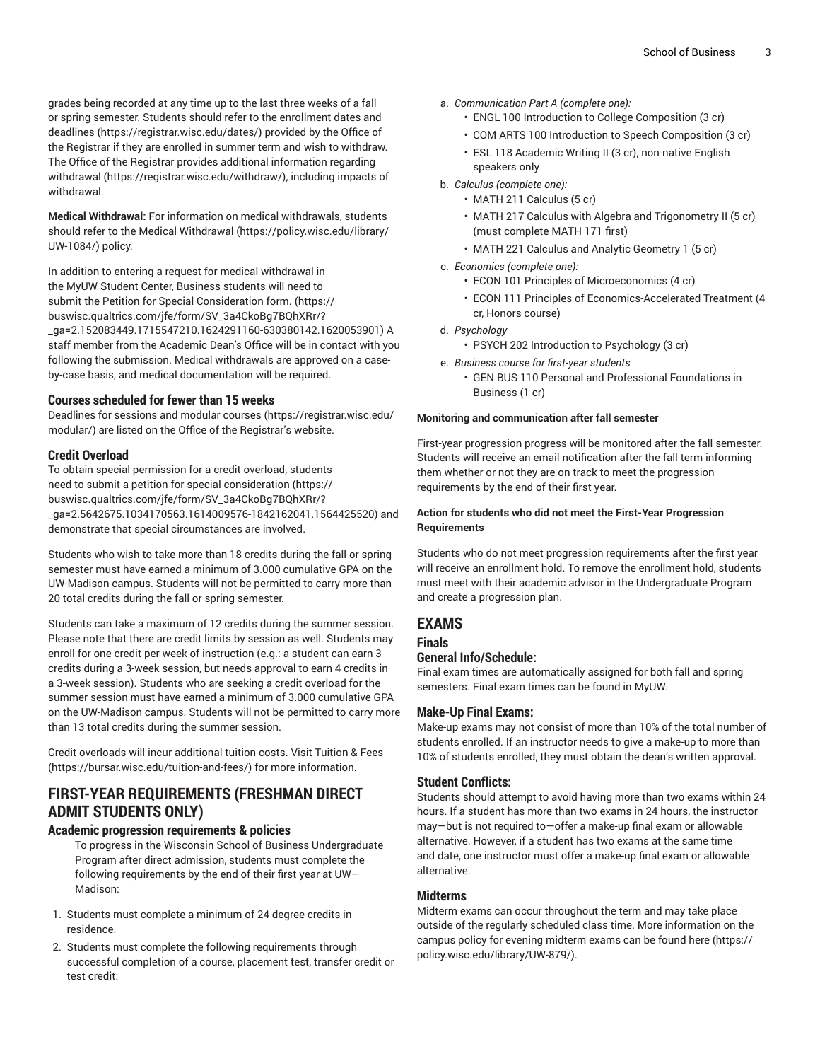grades being recorded at any time up to the last three weeks of a fall or spring semester. Students should refer to the enrollment dates and deadlines (https://registrar.wisc.edu/dates/) provided by the Office of the Registrar if they are enrolled in summer term and wish to withdraw. The Office of the Registrar provides additional information regarding withdrawal (https://registrar.wisc.edu/withdraw/), including impacts of withdrawal.

**Medical Withdrawal:** For information on medical withdrawals, students should refer to the Medical Withdrawal (https://policy.wisc.edu/library/UW-1084/) policy.

In addition to entering a request for medical withdrawal in the MyUW Student Center, Business students will need to submit the Petition for Special Consideration form. (https://buswisc.qualtrics.com/jfe/form/SV_3a4CkoBg7BQhXRr/?_ga=2.152083449.1715547210.1624291160-630380142.1620053901) A staff member from the Academic Dean's Office will be in contact with you following the submission. Medical withdrawals are approved on a case-by-case basis, and medical documentation will be required.

### Courses scheduled for fewer than 15 weeks

Deadlines for sessions and modular courses (https://registrar.wisc.edu/modular/) are listed on the Office of the Registrar's website.

### Credit Overload

To obtain special permission for a credit overload, students need to submit a petition for special consideration (https://buswisc.qualtrics.com/jfe/form/SV_3a4CkoBg7BQhXRr/?_ga=2.5642675.1034170563.1614009576-1842162041.1564425520) and demonstrate that special circumstances are involved.

Students who wish to take more than 18 credits during the fall or spring semester must have earned a minimum of 3.000 cumulative GPA on the UW-Madison campus. Students will not be permitted to carry more than 20 total credits during the fall or spring semester.

Students can take a maximum of 12 credits during the summer session. Please note that there are credit limits by session as well. Students may enroll for one credit per week of instruction (e.g.: a student can earn 3 credits during a 3-week session, but needs approval to earn 4 credits in a 3-week session). Students who are seeking a credit overload for the summer session must have earned a minimum of 3.000 cumulative GPA on the UW-Madison campus. Students will not be permitted to carry more than 13 total credits during the summer session.

Credit overloads will incur additional tuition costs. Visit Tuition & Fees (https://bursar.wisc.edu/tuition-and-fees/) for more information.

## FIRST-YEAR REQUIREMENTS (FRESHMAN DIRECT ADMIT STUDENTS ONLY)

### Academic progression requirements & policies

To progress in the Wisconsin School of Business Undergraduate Program after direct admission, students must complete the following requirements by the end of their first year at UW–Madison:

1. Students must complete a minimum of 24 degree credits in residence.
2. Students must complete the following requirements through successful completion of a course, placement test, transfer credit or test credit:
   a. *Communication Part A (complete one):*
      - ENGL 100 Introduction to College Composition (3 cr)
      - COM ARTS 100 Introduction to Speech Composition (3 cr)
      - ESL 118 Academic Writing II (3 cr), non-native English speakers only
   b. *Calculus (complete one):*
      - MATH 211 Calculus (5 cr)
      - MATH 217 Calculus with Algebra and Trigonometry II (5 cr) (must complete MATH 171 first)
      - MATH 221 Calculus and Analytic Geometry 1 (5 cr)
   c. *Economics (complete one):*
      - ECON 101 Principles of Microeconomics (4 cr)
      - ECON 111 Principles of Economics-Accelerated Treatment (4 cr, Honors course)
   d. *Psychology*
      - PSYCH 202 Introduction to Psychology (3 cr)
   e. *Business course for first-year students*
      - GEN BUS 110 Personal and Professional Foundations in Business (1 cr)

#### Monitoring and communication after fall semester

First-year progression progress will be monitored after the fall semester. Students will receive an email notification after the fall term informing them whether or not they are on track to meet the progression requirements by the end of their first year.

#### Action for students who did not meet the First-Year Progression Requirements

Students who do not meet progression requirements after the first year will receive an enrollment hold. To remove the enrollment hold, students must meet with their academic advisor in the Undergraduate Program and create a progression plan.

## EXAMS

### Finals

### General Info/Schedule:

Final exam times are automatically assigned for both fall and spring semesters. Final exam times can be found in MyUW.

### Make-Up Final Exams:

Make-up exams may not consist of more than 10% of the total number of students enrolled. If an instructor needs to give a make-up to more than 10% of students enrolled, they must obtain the dean's written approval.

### Student Conflicts:

Students should attempt to avoid having more than two exams within 24 hours. If a student has more than two exams in 24 hours, the instructor may—but is not required to—offer a make-up final exam or allowable alternative. However, if a student has two exams at the same time and date, one instructor must offer a make-up final exam or allowable alternative.

### Midterms

Midterm exams can occur throughout the term and may take place outside of the regularly scheduled class time. More information on the campus policy for evening midterm exams can be found here (https://policy.wisc.edu/library/UW-879/).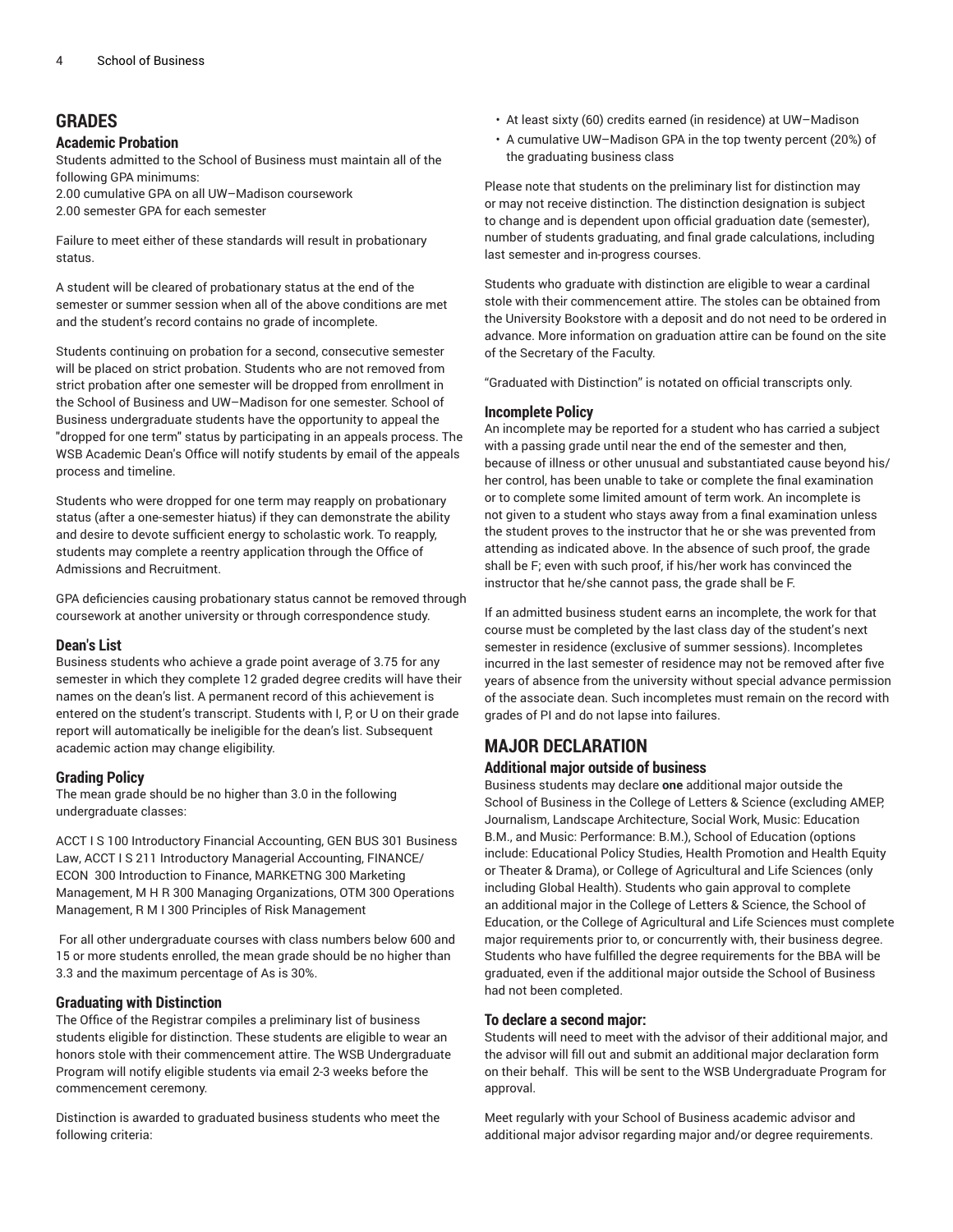## GRADES

### Academic Probation

Students admitted to the School of Business must maintain all of the following GPA minimums:
2.00 cumulative GPA on all UW–Madison coursework
2.00 semester GPA for each semester

Failure to meet either of these standards will result in probationary status.

A student will be cleared of probationary status at the end of the semester or summer session when all of the above conditions are met and the student's record contains no grade of incomplete.

Students continuing on probation for a second, consecutive semester will be placed on strict probation. Students who are not removed from strict probation after one semester will be dropped from enrollment in the School of Business and UW–Madison for one semester. School of Business undergraduate students have the opportunity to appeal the "dropped for one term" status by participating in an appeals process. The WSB Academic Dean's Office will notify students by email of the appeals process and timeline.

Students who were dropped for one term may reapply on probationary status (after a one-semester hiatus) if they can demonstrate the ability and desire to devote sufficient energy to scholastic work. To reapply, students may complete a reentry application through the Office of Admissions and Recruitment.

GPA deficiencies causing probationary status cannot be removed through coursework at another university or through correspondence study.

### Dean's List

Business students who achieve a grade point average of 3.75 for any semester in which they complete 12 graded degree credits will have their names on the dean's list. A permanent record of this achievement is entered on the student's transcript. Students with I, P, or U on their grade report will automatically be ineligible for the dean's list. Subsequent academic action may change eligibility.

### Grading Policy

The mean grade should be no higher than 3.0 in the following undergraduate classes:

ACCT I S 100 Introductory Financial Accounting, GEN BUS 301 Business Law, ACCT I S 211 Introductory Managerial Accounting, FINANCE/ ECON 300 Introduction to Finance, MARKETNG 300 Marketing Management, M H R 300 Managing Organizations, OTM 300 Operations Management, R M I 300 Principles of Risk Management

For all other undergraduate courses with class numbers below 600 and 15 or more students enrolled, the mean grade should be no higher than 3.3 and the maximum percentage of As is 30%.

### Graduating with Distinction

The Office of the Registrar compiles a preliminary list of business students eligible for distinction. These students are eligible to wear an honors stole with their commencement attire. The WSB Undergraduate Program will notify eligible students via email 2-3 weeks before the commencement ceremony.

Distinction is awarded to graduated business students who meet the following criteria:

- At least sixty (60) credits earned (in residence) at UW–Madison
- A cumulative UW–Madison GPA in the top twenty percent (20%) of the graduating business class

Please note that students on the preliminary list for distinction may or may not receive distinction. The distinction designation is subject to change and is dependent upon official graduation date (semester), number of students graduating, and final grade calculations, including last semester and in-progress courses.

Students who graduate with distinction are eligible to wear a cardinal stole with their commencement attire. The stoles can be obtained from the University Bookstore with a deposit and do not need to be ordered in advance. More information on graduation attire can be found on the site of the Secretary of the Faculty.

"Graduated with Distinction" is notated on official transcripts only.

### Incomplete Policy

An incomplete may be reported for a student who has carried a subject with a passing grade until near the end of the semester and then, because of illness or other unusual and substantiated cause beyond his/her control, has been unable to take or complete the final examination or to complete some limited amount of term work. An incomplete is not given to a student who stays away from a final examination unless the student proves to the instructor that he or she was prevented from attending as indicated above. In the absence of such proof, the grade shall be F; even with such proof, if his/her work has convinced the instructor that he/she cannot pass, the grade shall be F.

If an admitted business student earns an incomplete, the work for that course must be completed by the last class day of the student's next semester in residence (exclusive of summer sessions). Incompletes incurred in the last semester of residence may not be removed after five years of absence from the university without special advance permission of the associate dean. Such incompletes must remain on the record with grades of PI and do not lapse into failures.

## MAJOR DECLARATION

### Additional major outside of business

Business students may declare **one** additional major outside the School of Business in the College of Letters & Science (excluding AMEP, Journalism, Landscape Architecture, Social Work, Music: Education B.M., and Music: Performance: B.M.), School of Education (options include: Educational Policy Studies, Health Promotion and Health Equity or Theater & Drama), or College of Agricultural and Life Sciences (only including Global Health). Students who gain approval to complete an additional major in the College of Letters & Science, the School of Education, or the College of Agricultural and Life Sciences must complete major requirements prior to, or concurrently with, their business degree. Students who have fulfilled the degree requirements for the BBA will be graduated, even if the additional major outside the School of Business had not been completed.

### To declare a second major:

Students will need to meet with the advisor of their additional major, and the advisor will fill out and submit an additional major declaration form on their behalf. This will be sent to the WSB Undergraduate Program for approval.

Meet regularly with your School of Business academic advisor and additional major advisor regarding major and/or degree requirements.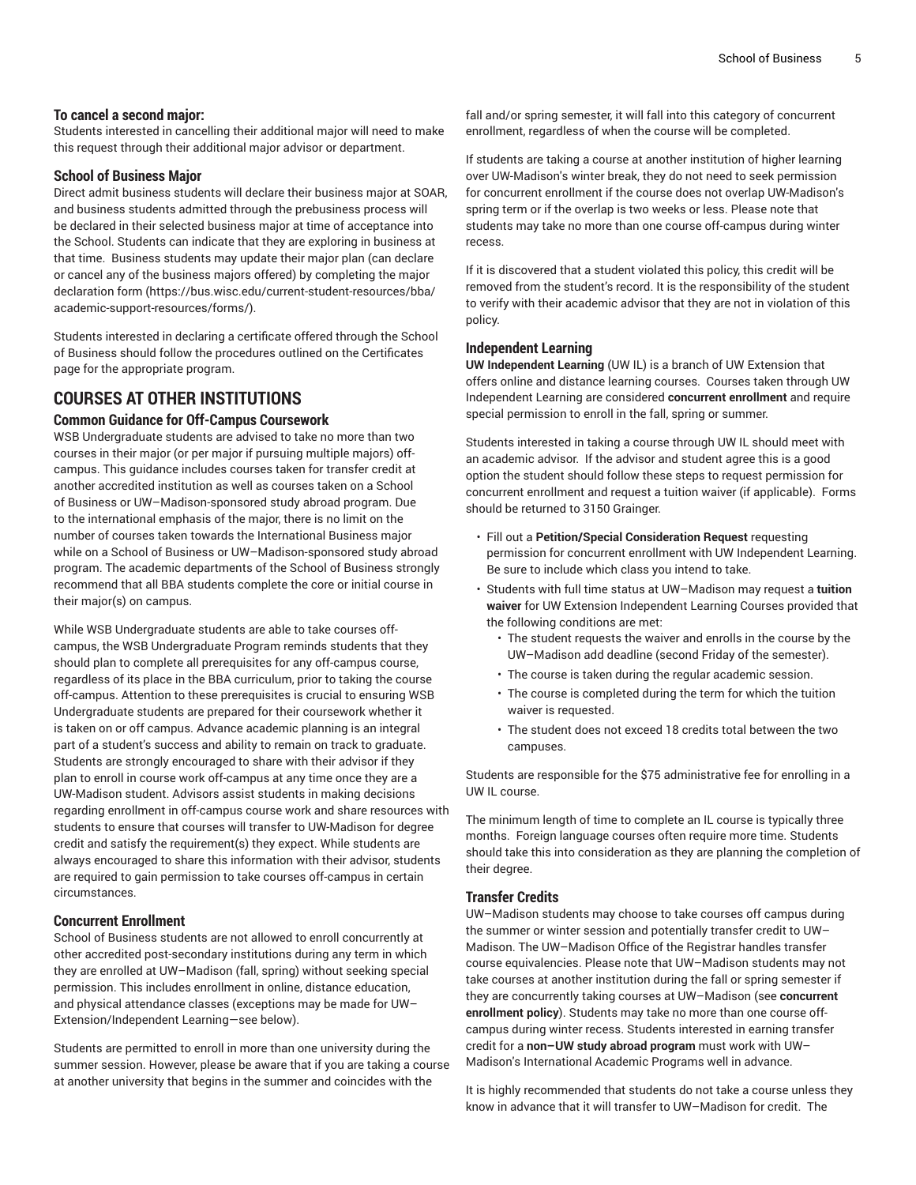#### To cancel a second major:

Students interested in cancelling their additional major will need to make this request through their additional major advisor or department.

### School of Business Major

Direct admit business students will declare their business major at SOAR, and business students admitted through the prebusiness process will be declared in their selected business major at time of acceptance into the School. Students can indicate that they are exploring in business at that time. Business students may update their major plan (can declare or cancel any of the business majors offered) by completing the major declaration form (https://bus.wisc.edu/current-student-resources/bba/academic-support-resources/forms/).

Students interested in declaring a certificate offered through the School of Business should follow the procedures outlined on the Certificates page for the appropriate program.

## COURSES AT OTHER INSTITUTIONS

### Common Guidance for Off-Campus Coursework

WSB Undergraduate students are advised to take no more than two courses in their major (or per major if pursuing multiple majors) off-campus. This guidance includes courses taken for transfer credit at another accredited institution as well as courses taken on a School of Business or UW–Madison-sponsored study abroad program. Due to the international emphasis of the major, there is no limit on the number of courses taken towards the International Business major while on a School of Business or UW–Madison-sponsored study abroad program. The academic departments of the School of Business strongly recommend that all BBA students complete the core or initial course in their major(s) on campus.

While WSB Undergraduate students are able to take courses off-campus, the WSB Undergraduate Program reminds students that they should plan to complete all prerequisites for any off-campus course, regardless of its place in the BBA curriculum, prior to taking the course off-campus. Attention to these prerequisites is crucial to ensuring WSB Undergraduate students are prepared for their coursework whether it is taken on or off campus. Advance academic planning is an integral part of a student's success and ability to remain on track to graduate. Students are strongly encouraged to share with their advisor if they plan to enroll in course work off-campus at any time once they are a UW-Madison student. Advisors assist students in making decisions regarding enrollment in off-campus course work and share resources with students to ensure that courses will transfer to UW-Madison for degree credit and satisfy the requirement(s) they expect. While students are always encouraged to share this information with their advisor, students are required to gain permission to take courses off-campus in certain circumstances.

### Concurrent Enrollment

School of Business students are not allowed to enroll concurrently at other accredited post-secondary institutions during any term in which they are enrolled at UW–Madison (fall, spring) without seeking special permission. This includes enrollment in online, distance education, and physical attendance classes (exceptions may be made for UW–Extension/Independent Learning—see below).

Students are permitted to enroll in more than one university during the summer session. However, please be aware that if you are taking a course at another university that begins in the summer and coincides with the fall and/or spring semester, it will fall into this category of concurrent enrollment, regardless of when the course will be completed.

If students are taking a course at another institution of higher learning over UW-Madison's winter break, they do not need to seek permission for concurrent enrollment if the course does not overlap UW-Madison's spring term or if the overlap is two weeks or less. Please note that students may take no more than one course off-campus during winter recess.

If it is discovered that a student violated this policy, this credit will be removed from the student's record. It is the responsibility of the student to verify with their academic advisor that they are not in violation of this policy.

### Independent Learning

**UW Independent Learning** (UW IL) is a branch of UW Extension that offers online and distance learning courses. Courses taken through UW Independent Learning are considered **concurrent enrollment** and require special permission to enroll in the fall, spring or summer.

Students interested in taking a course through UW IL should meet with an academic advisor. If the advisor and student agree this is a good option the student should follow these steps to request permission for concurrent enrollment and request a tuition waiver (if applicable). Forms should be returned to 3150 Grainger.

- Fill out a **Petition/Special Consideration Request** requesting permission for concurrent enrollment with UW Independent Learning. Be sure to include which class you intend to take.
- Students with full time status at UW–Madison may request a **tuition waiver** for UW Extension Independent Learning Courses provided that the following conditions are met:
  - The student requests the waiver and enrolls in the course by the UW–Madison add deadline (second Friday of the semester).
  - The course is taken during the regular academic session.
  - The course is completed during the term for which the tuition waiver is requested.
  - The student does not exceed 18 credits total between the two campuses.

Students are responsible for the $75 administrative fee for enrolling in a UW IL course.

The minimum length of time to complete an IL course is typically three months. Foreign language courses often require more time. Students should take this into consideration as they are planning the completion of their degree.

### Transfer Credits

UW–Madison students may choose to take courses off campus during the summer or winter session and potentially transfer credit to UW–Madison. The UW–Madison Office of the Registrar handles transfer course equivalencies. Please note that UW–Madison students may not take courses at another institution during the fall or spring semester if they are concurrently taking courses at UW–Madison (see **concurrent enrollment policy**). Students may take no more than one course off-campus during winter recess. Students interested in earning transfer credit for a **non–UW study abroad program** must work with UW–Madison's International Academic Programs well in advance.

It is highly recommended that students do not take a course unless they know in advance that it will transfer to UW–Madison for credit. The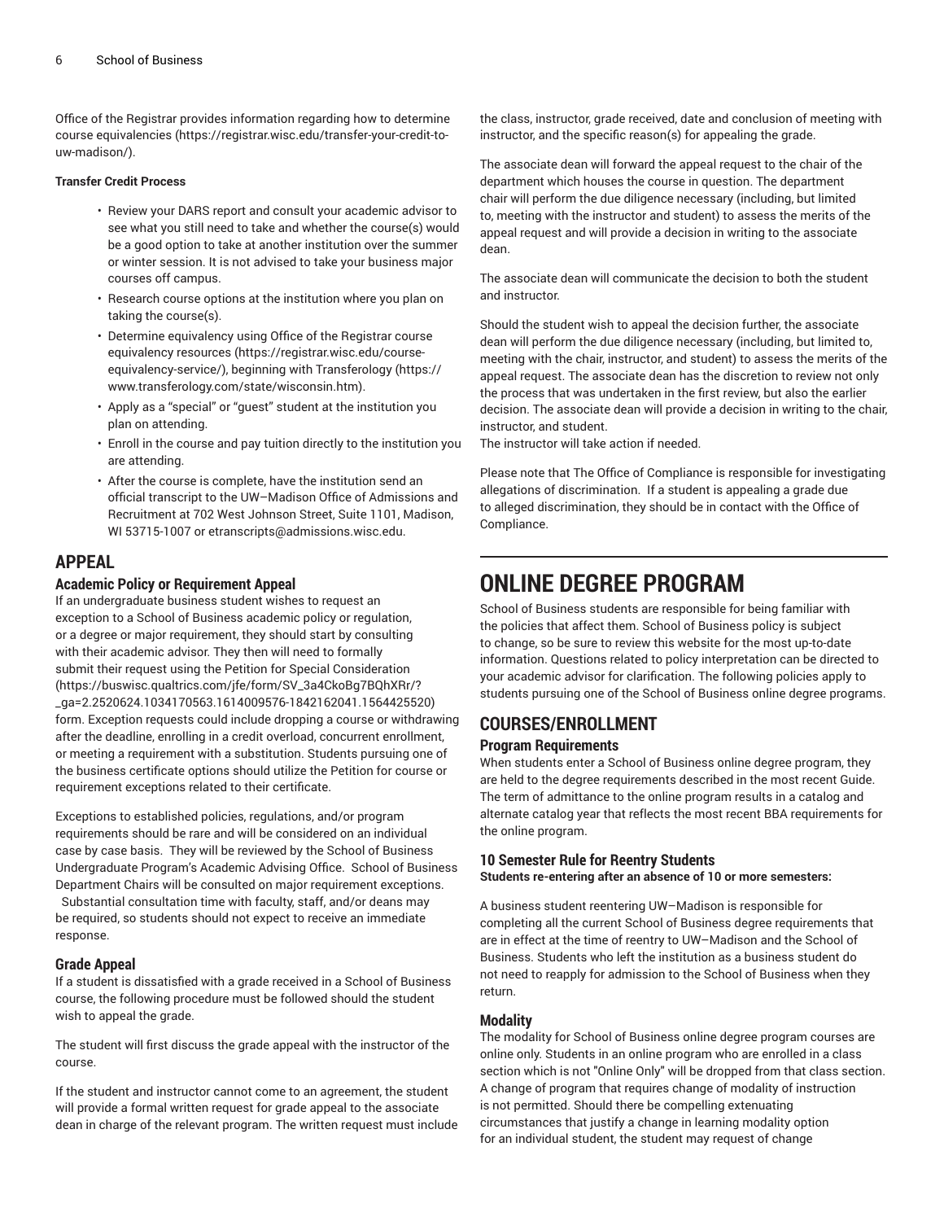Office of the Registrar provides information regarding how to determine course equivalencies (https://registrar.wisc.edu/transfer-your-credit-to-uw-madison/).

**Transfer Credit Process**

- Review your DARS report and consult your academic advisor to see what you still need to take and whether the course(s) would be a good option to take at another institution over the summer or winter session. It is not advised to take your business major courses off campus.
- Research course options at the institution where you plan on taking the course(s).
- Determine equivalency using Office of the Registrar course equivalency resources (https://registrar.wisc.edu/course-equivalency-service/), beginning with Transferology (https://www.transferology.com/state/wisconsin.htm).
- Apply as a "special" or "guest" student at the institution you plan on attending.
- Enroll in the course and pay tuition directly to the institution you are attending.
- After the course is complete, have the institution send an official transcript to the UW–Madison Office of Admissions and Recruitment at 702 West Johnson Street, Suite 1101, Madison, WI 53715-1007 or etranscripts@admissions.wisc.edu.

## APPEAL

### Academic Policy or Requirement Appeal

If an undergraduate business student wishes to request an exception to a School of Business academic policy or regulation, or a degree or major requirement, they should start by consulting with their academic advisor. They then will need to formally submit their request using the Petition for Special Consideration (https://buswisc.qualtrics.com/jfe/form/SV_3a4CkoBg7BQhXRr/?_ga=2.2520624.1034170563.1614009576-1842162041.1564425520) form. Exception requests could include dropping a course or withdrawing after the deadline, enrolling in a credit overload, concurrent enrollment, or meeting a requirement with a substitution. Students pursuing one of the business certificate options should utilize the Petition for course or requirement exceptions related to their certificate.

Exceptions to established policies, regulations, and/or program requirements should be rare and will be considered on an individual case by case basis. They will be reviewed by the School of Business Undergraduate Program's Academic Advising Office. School of Business Department Chairs will be consulted on major requirement exceptions. Substantial consultation time with faculty, staff, and/or deans may be required, so students should not expect to receive an immediate response.

### Grade Appeal

If a student is dissatisfied with a grade received in a School of Business course, the following procedure must be followed should the student wish to appeal the grade.

The student will first discuss the grade appeal with the instructor of the course.

If the student and instructor cannot come to an agreement, the student will provide a formal written request for grade appeal to the associate dean in charge of the relevant program. The written request must include the class, instructor, grade received, date and conclusion of meeting with instructor, and the specific reason(s) for appealing the grade.

The associate dean will forward the appeal request to the chair of the department which houses the course in question. The department chair will perform the due diligence necessary (including, but limited to, meeting with the instructor and student) to assess the merits of the appeal request and will provide a decision in writing to the associate dean.

The associate dean will communicate the decision to both the student and instructor.

Should the student wish to appeal the decision further, the associate dean will perform the due diligence necessary (including, but limited to, meeting with the chair, instructor, and student) to assess the merits of the appeal request. The associate dean has the discretion to review not only the process that was undertaken in the first review, but also the earlier decision. The associate dean will provide a decision in writing to the chair, instructor, and student.
The instructor will take action if needed.

Please note that The Office of Compliance is responsible for investigating allegations of discrimination. If a student is appealing a grade due to alleged discrimination, they should be in contact with the Office of Compliance.

# ONLINE DEGREE PROGRAM

School of Business students are responsible for being familiar with the policies that affect them. School of Business policy is subject to change, so be sure to review this website for the most up-to-date information. Questions related to policy interpretation can be directed to your academic advisor for clarification. The following policies apply to students pursuing one of the School of Business online degree programs.

## COURSES/ENROLLMENT

### Program Requirements

When students enter a School of Business online degree program, they are held to the degree requirements described in the most recent Guide. The term of admittance to the online program results in a catalog and alternate catalog year that reflects the most recent BBA requirements for the online program.

### 10 Semester Rule for Reentry Students

**Students re-entering after an absence of 10 or more semesters:**

A business student reentering UW–Madison is responsible for completing all the current School of Business degree requirements that are in effect at the time of reentry to UW–Madison and the School of Business. Students who left the institution as a business student do not need to reapply for admission to the School of Business when they return.

### Modality

The modality for School of Business online degree program courses are online only. Students in an online program who are enrolled in a class section which is not "Online Only" will be dropped from that class section. A change of program that requires change of modality of instruction is not permitted. Should there be compelling extenuating circumstances that justify a change in learning modality option for an individual student, the student may request of change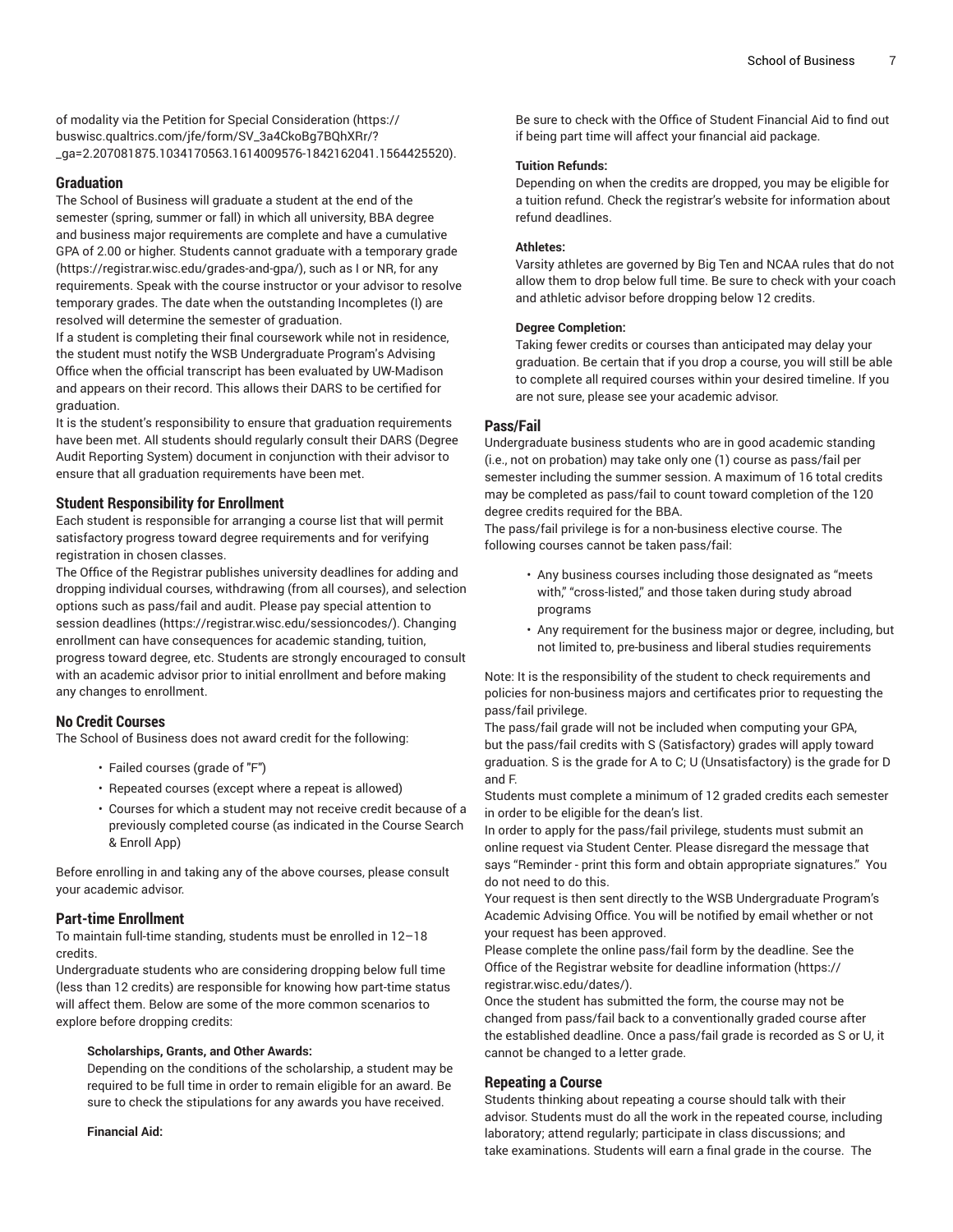of modality via the Petition for Special Consideration (https://buswisc.qualtrics.com/jfe/form/SV_3a4CkoBg7BQhXRr/?_ga=2.207081875.1034170563.1614009576-1842162041.1564425520).

## Graduation

The School of Business will graduate a student at the end of the semester (spring, summer or fall) in which all university, BBA degree and business major requirements are complete and have a cumulative GPA of 2.00 or higher. Students cannot graduate with a temporary grade (https://registrar.wisc.edu/grades-and-gpa/), such as I or NR, for any requirements. Speak with the course instructor or your advisor to resolve temporary grades. The date when the outstanding Incompletes (I) are resolved will determine the semester of graduation.

If a student is completing their final coursework while not in residence, the student must notify the WSB Undergraduate Program's Advising Office when the official transcript has been evaluated by UW-Madison and appears on their record. This allows their DARS to be certified for graduation.

It is the student's responsibility to ensure that graduation requirements have been met. All students should regularly consult their DARS (Degree Audit Reporting System) document in conjunction with their advisor to ensure that all graduation requirements have been met.

## Student Responsibility for Enrollment

Each student is responsible for arranging a course list that will permit satisfactory progress toward degree requirements and for verifying registration in chosen classes.

The Office of the Registrar publishes university deadlines for adding and dropping individual courses, withdrawing (from all courses), and selection options such as pass/fail and audit. Please pay special attention to session deadlines (https://registrar.wisc.edu/sessioncodes/). Changing enrollment can have consequences for academic standing, tuition, progress toward degree, etc. Students are strongly encouraged to consult with an academic advisor prior to initial enrollment and before making any changes to enrollment.

## No Credit Courses

The School of Business does not award credit for the following:

- Failed courses (grade of "F")
- Repeated courses (except where a repeat is allowed)
- Courses for which a student may not receive credit because of a previously completed course (as indicated in the Course Search & Enroll App)

Before enrolling in and taking any of the above courses, please consult your academic advisor.

## Part-time Enrollment

To maintain full-time standing, students must be enrolled in 12–18 credits.

Undergraduate students who are considering dropping below full time (less than 12 credits) are responsible for knowing how part-time status will affect them. Below are some of the more common scenarios to explore before dropping credits:

**Scholarships, Grants, and Other Awards:**
Depending on the conditions of the scholarship, a student may be required to be full time in order to remain eligible for an award. Be sure to check the stipulations for any awards you have received.

**Financial Aid:**
Be sure to check with the Office of Student Financial Aid to find out if being part time will affect your financial aid package.

**Tuition Refunds:**
Depending on when the credits are dropped, you may be eligible for a tuition refund. Check the registrar's website for information about refund deadlines.

**Athletes:**
Varsity athletes are governed by Big Ten and NCAA rules that do not allow them to drop below full time. Be sure to check with your coach and athletic advisor before dropping below 12 credits.

**Degree Completion:**
Taking fewer credits or courses than anticipated may delay your graduation. Be certain that if you drop a course, you will still be able to complete all required courses within your desired timeline. If you are not sure, please see your academic advisor.

## Pass/Fail

Undergraduate business students who are in good academic standing (i.e., not on probation) may take only one (1) course as pass/fail per semester including the summer session. A maximum of 16 total credits may be completed as pass/fail to count toward completion of the 120 degree credits required for the BBA.

The pass/fail privilege is for a non-business elective course. The following courses cannot be taken pass/fail:

- Any business courses including those designated as "meets with," "cross-listed," and those taken during study abroad programs
- Any requirement for the business major or degree, including, but not limited to, pre-business and liberal studies requirements

Note: It is the responsibility of the student to check requirements and policies for non-business majors and certificates prior to requesting the pass/fail privilege.

The pass/fail grade will not be included when computing your GPA, but the pass/fail credits with S (Satisfactory) grades will apply toward graduation. S is the grade for A to C; U (Unsatisfactory) is the grade for D and F.

Students must complete a minimum of 12 graded credits each semester in order to be eligible for the dean's list.

In order to apply for the pass/fail privilege, students must submit an online request via Student Center. Please disregard the message that says "Reminder - print this form and obtain appropriate signatures." You do not need to do this.

Your request is then sent directly to the WSB Undergraduate Program's Academic Advising Office. You will be notified by email whether or not your request has been approved.

Please complete the online pass/fail form by the deadline. See the Office of the Registrar website for deadline information (https://registrar.wisc.edu/dates/).

Once the student has submitted the form, the course may not be changed from pass/fail back to a conventionally graded course after the established deadline. Once a pass/fail grade is recorded as S or U, it cannot be changed to a letter grade.

## Repeating a Course

Students thinking about repeating a course should talk with their advisor. Students must do all the work in the repeated course, including laboratory; attend regularly; participate in class discussions; and take examinations. Students will earn a final grade in the course. The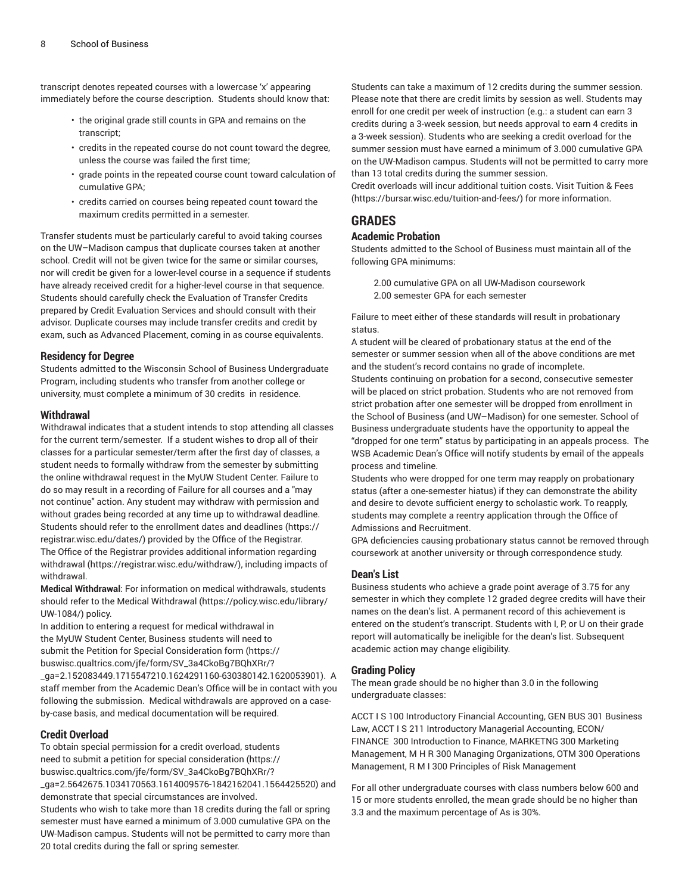transcript denotes repeated courses with a lowercase 'x' appearing immediately before the course description. Students should know that:

- the original grade still counts in GPA and remains on the transcript;
- credits in the repeated course do not count toward the degree, unless the course was failed the first time;
- grade points in the repeated course count toward calculation of cumulative GPA;
- credits carried on courses being repeated count toward the maximum credits permitted in a semester.

Transfer students must be particularly careful to avoid taking courses on the UW–Madison campus that duplicate courses taken at another school. Credit will not be given twice for the same or similar courses, nor will credit be given for a lower-level course in a sequence if students have already received credit for a higher-level course in that sequence. Students should carefully check the Evaluation of Transfer Credits prepared by Credit Evaluation Services and should consult with their advisor. Duplicate courses may include transfer credits and credit by exam, such as Advanced Placement, coming in as course equivalents.

### Residency for Degree

Students admitted to the Wisconsin School of Business Undergraduate Program, including students who transfer from another college or university, must complete a minimum of 30 credits in residence.

### Withdrawal

Withdrawal indicates that a student intends to stop attending all classes for the current term/semester. If a student wishes to drop all of their classes for a particular semester/term after the first day of classes, a student needs to formally withdraw from the semester by submitting the online withdrawal request in the MyUW Student Center. Failure to do so may result in a recording of Failure for all courses and a "may not continue" action. Any student may withdraw with permission and without grades being recorded at any time up to withdrawal deadline. Students should refer to the enrollment dates and deadlines (https://registrar.wisc.edu/dates/) provided by the Office of the Registrar. The Office of the Registrar provides additional information regarding withdrawal (https://registrar.wisc.edu/withdraw/), including impacts of withdrawal.

**Medical Withdrawal**: For information on medical withdrawals, students should refer to the Medical Withdrawal (https://policy.wisc.edu/library/UW-1084/) policy.

In addition to entering a request for medical withdrawal in the MyUW Student Center, Business students will need to submit the Petition for Special Consideration form (https://buswisc.qualtrics.com/jfe/form/SV_3a4CkoBg7BQhXRr/?_ga=2.152083449.1715547210.1624291160-630380142.1620053901). A staff member from the Academic Dean's Office will be in contact with you following the submission. Medical withdrawals are approved on a case-by-case basis, and medical documentation will be required.

### Credit Overload

To obtain special permission for a credit overload, students need to submit a petition for special consideration (https://buswisc.qualtrics.com/jfe/form/SV_3a4CkoBg7BQhXRr/?_ga=2.5642675.1034170563.1614009576-1842162041.1564425520) and demonstrate that special circumstances are involved.

Students who wish to take more than 18 credits during the fall or spring semester must have earned a minimum of 3.000 cumulative GPA on the UW-Madison campus. Students will not be permitted to carry more than 20 total credits during the fall or spring semester.

Students can take a maximum of 12 credits during the summer session. Please note that there are credit limits by session as well. Students may enroll for one credit per week of instruction (e.g.: a student can earn 3 credits during a 3-week session, but needs approval to earn 4 credits in a 3-week session). Students who are seeking a credit overload for the summer session must have earned a minimum of 3.000 cumulative GPA on the UW-Madison campus. Students will not be permitted to carry more than 13 total credits during the summer session.

Credit overloads will incur additional tuition costs. Visit Tuition & Fees (https://bursar.wisc.edu/tuition-and-fees/) for more information.

## GRADES

### Academic Probation

Students admitted to the School of Business must maintain all of the following GPA minimums:

2.00 cumulative GPA on all UW-Madison coursework
2.00 semester GPA for each semester

Failure to meet either of these standards will result in probationary status.

A student will be cleared of probationary status at the end of the semester or summer session when all of the above conditions are met and the student's record contains no grade of incomplete.

Students continuing on probation for a second, consecutive semester will be placed on strict probation. Students who are not removed from strict probation after one semester will be dropped from enrollment in the School of Business (and UW–Madison) for one semester. School of Business undergraduate students have the opportunity to appeal the "dropped for one term" status by participating in an appeals process. The WSB Academic Dean's Office will notify students by email of the appeals process and timeline.

Students who were dropped for one term may reapply on probationary status (after a one-semester hiatus) if they can demonstrate the ability and desire to devote sufficient energy to scholastic work. To reapply, students may complete a reentry application through the Office of Admissions and Recruitment.

GPA deficiencies causing probationary status cannot be removed through coursework at another university or through correspondence study.

### Dean's List

Business students who achieve a grade point average of 3.75 for any semester in which they complete 12 graded degree credits will have their names on the dean's list. A permanent record of this achievement is entered on the student's transcript. Students with I, P, or U on their grade report will automatically be ineligible for the dean's list. Subsequent academic action may change eligibility.

### Grading Policy

The mean grade should be no higher than 3.0 in the following undergraduate classes:

ACCT I S 100 Introductory Financial Accounting, GEN BUS 301 Business Law, ACCT I S 211 Introductory Managerial Accounting, ECON/FINANCE 300 Introduction to Finance, MARKETNG 300 Marketing Management, M H R 300 Managing Organizations, OTM 300 Operations Management, R M I 300 Principles of Risk Management

For all other undergraduate courses with class numbers below 600 and 15 or more students enrolled, the mean grade should be no higher than 3.3 and the maximum percentage of As is 30%.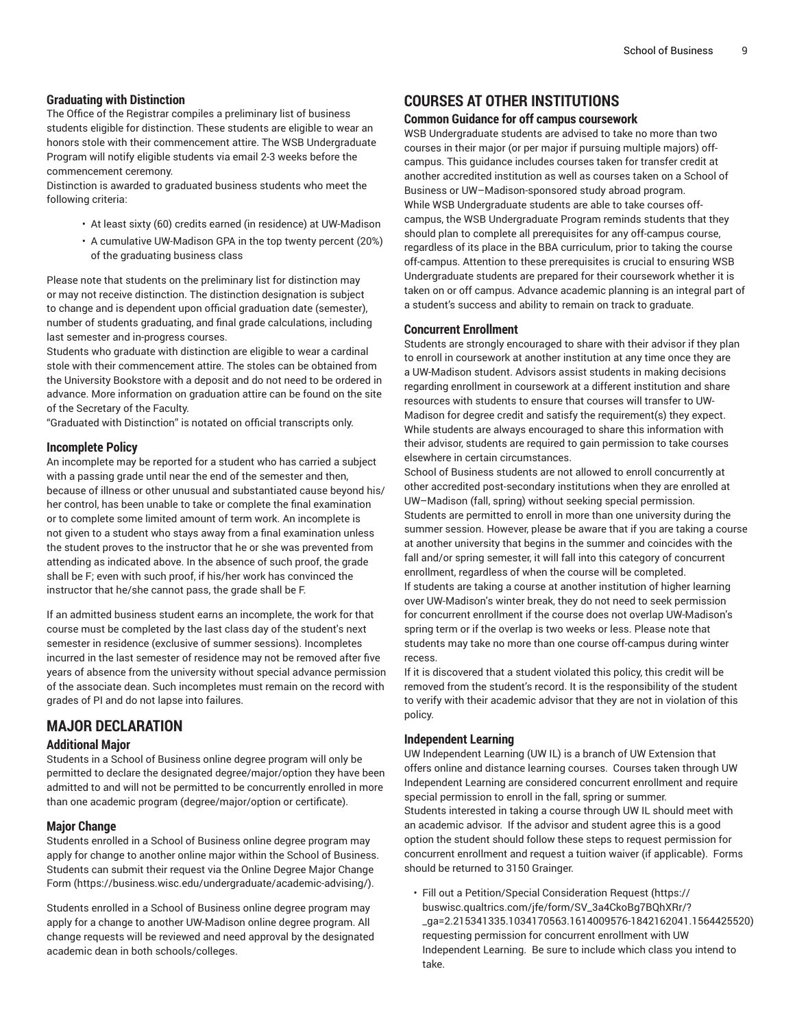### Graduating with Distinction

The Office of the Registrar compiles a preliminary list of business students eligible for distinction. These students are eligible to wear an honors stole with their commencement attire. The WSB Undergraduate Program will notify eligible students via email 2-3 weeks before the commencement ceremony.

Distinction is awarded to graduated business students who meet the following criteria:

- At least sixty (60) credits earned (in residence) at UW-Madison
- A cumulative UW-Madison GPA in the top twenty percent (20%) of the graduating business class

Please note that students on the preliminary list for distinction may or may not receive distinction. The distinction designation is subject to change and is dependent upon official graduation date (semester), number of students graduating, and final grade calculations, including last semester and in-progress courses.

Students who graduate with distinction are eligible to wear a cardinal stole with their commencement attire. The stoles can be obtained from the University Bookstore with a deposit and do not need to be ordered in advance. More information on graduation attire can be found on the site of the Secretary of the Faculty.

"Graduated with Distinction" is notated on official transcripts only.

### Incomplete Policy

An incomplete may be reported for a student who has carried a subject with a passing grade until near the end of the semester and then, because of illness or other unusual and substantiated cause beyond his/her control, has been unable to take or complete the final examination or to complete some limited amount of term work. An incomplete is not given to a student who stays away from a final examination unless the student proves to the instructor that he or she was prevented from attending as indicated above. In the absence of such proof, the grade shall be F; even with such proof, if his/her work has convinced the instructor that he/she cannot pass, the grade shall be F.

If an admitted business student earns an incomplete, the work for that course must be completed by the last class day of the student's next semester in residence (exclusive of summer sessions). Incompletes incurred in the last semester of residence may not be removed after five years of absence from the university without special advance permission of the associate dean. Such incompletes must remain on the record with grades of PI and do not lapse into failures.

## MAJOR DECLARATION

### Additional Major

Students in a School of Business online degree program will only be permitted to declare the designated degree/major/option they have been admitted to and will not be permitted to be concurrently enrolled in more than one academic program (degree/major/option or certificate).

### Major Change

Students enrolled in a School of Business online degree program may apply for change to another online major within the School of Business. Students can submit their request via the Online Degree Major Change Form (https://business.wisc.edu/undergraduate/academic-advising/).

Students enrolled in a School of Business online degree program may apply for a change to another UW-Madison online degree program. All change requests will be reviewed and need approval by the designated academic dean in both schools/colleges.

## COURSES AT OTHER INSTITUTIONS

### Common Guidance for off campus coursework

WSB Undergraduate students are advised to take no more than two courses in their major (or per major if pursuing multiple majors) off-campus. This guidance includes courses taken for transfer credit at another accredited institution as well as courses taken on a School of Business or UW–Madison-sponsored study abroad program.

While WSB Undergraduate students are able to take courses off-campus, the WSB Undergraduate Program reminds students that they should plan to complete all prerequisites for any off-campus course, regardless of its place in the BBA curriculum, prior to taking the course off-campus. Attention to these prerequisites is crucial to ensuring WSB Undergraduate students are prepared for their coursework whether it is taken on or off campus. Advance academic planning is an integral part of a student's success and ability to remain on track to graduate.

### Concurrent Enrollment

Students are strongly encouraged to share with their advisor if they plan to enroll in coursework at another institution at any time once they are a UW-Madison student. Advisors assist students in making decisions regarding enrollment in coursework at a different institution and share resources with students to ensure that courses will transfer to UW-Madison for degree credit and satisfy the requirement(s) they expect. While students are always encouraged to share this information with their advisor, students are required to gain permission to take courses elsewhere in certain circumstances.

School of Business students are not allowed to enroll concurrently at other accredited post-secondary institutions when they are enrolled at UW–Madison (fall, spring) without seeking special permission.

Students are permitted to enroll in more than one university during the summer session. However, please be aware that if you are taking a course at another university that begins in the summer and coincides with the fall and/or spring semester, it will fall into this category of concurrent enrollment, regardless of when the course will be completed.

If students are taking a course at another institution of higher learning over UW-Madison's winter break, they do not need to seek permission for concurrent enrollment if the course does not overlap UW-Madison's spring term or if the overlap is two weeks or less. Please note that students may take no more than one course off-campus during winter recess.

If it is discovered that a student violated this policy, this credit will be removed from the student's record. It is the responsibility of the student to verify with their academic advisor that they are not in violation of this policy.

### Independent Learning

UW Independent Learning (UW IL) is a branch of UW Extension that offers online and distance learning courses. Courses taken through UW Independent Learning are considered concurrent enrollment and require special permission to enroll in the fall, spring or summer.

Students interested in taking a course through UW IL should meet with an academic advisor. If the advisor and student agree this is a good option the student should follow these steps to request permission for concurrent enrollment and request a tuition waiver (if applicable). Forms should be returned to 3150 Grainger.

- Fill out a Petition/Special Consideration Request (https://buswisc.qualtrics.com/jfe/form/SV_3a4CkoBg7BQhXRr/?_ga=2.215341335.1034170563.1614009576-1842162041.1564425520) requesting permission for concurrent enrollment with UW Independent Learning. Be sure to include which class you intend to take.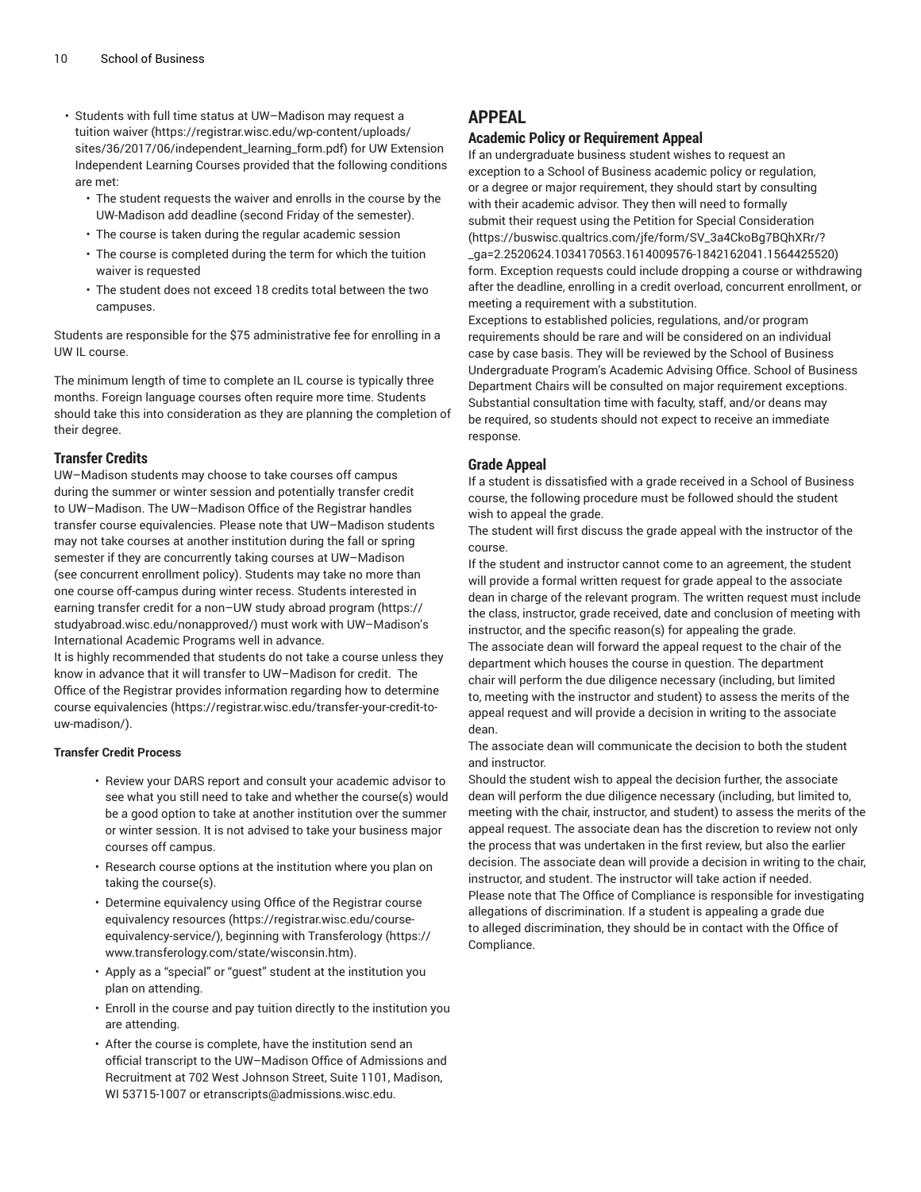- Students with full time status at UW–Madison may request a tuition waiver (https://registrar.wisc.edu/wp-content/uploads/sites/36/2017/06/independent_learning_form.pdf) for UW Extension Independent Learning Courses provided that the following conditions are met:
  - The student requests the waiver and enrolls in the course by the UW-Madison add deadline (second Friday of the semester).
  - The course is taken during the regular academic session
  - The course is completed during the term for which the tuition waiver is requested
  - The student does not exceed 18 credits total between the two campuses.

Students are responsible for the $75 administrative fee for enrolling in a UW IL course.

The minimum length of time to complete an IL course is typically three months. Foreign language courses often require more time. Students should take this into consideration as they are planning the completion of their degree.

### Transfer Credits

UW–Madison students may choose to take courses off campus during the summer or winter session and potentially transfer credit to UW–Madison. The UW–Madison Office of the Registrar handles transfer course equivalencies. Please note that UW–Madison students may not take courses at another institution during the fall or spring semester if they are concurrently taking courses at UW–Madison (see concurrent enrollment policy). Students may take no more than one course off-campus during winter recess. Students interested in earning transfer credit for a non–UW study abroad program (https://studyabroad.wisc.edu/nonapproved/) must work with UW–Madison's International Academic Programs well in advance.

It is highly recommended that students do not take a course unless they know in advance that it will transfer to UW–Madison for credit. The Office of the Registrar provides information regarding how to determine course equivalencies (https://registrar.wisc.edu/transfer-your-credit-to-uw-madison/).

#### Transfer Credit Process

- Review your DARS report and consult your academic advisor to see what you still need to take and whether the course(s) would be a good option to take at another institution over the summer or winter session. It is not advised to take your business major courses off campus.
- Research course options at the institution where you plan on taking the course(s).
- Determine equivalency using Office of the Registrar course equivalency resources (https://registrar.wisc.edu/course-equivalency-service/), beginning with Transferology (https://www.transferology.com/state/wisconsin.htm).
- Apply as a "special" or "guest" student at the institution you plan on attending.
- Enroll in the course and pay tuition directly to the institution you are attending.
- After the course is complete, have the institution send an official transcript to the UW–Madison Office of Admissions and Recruitment at 702 West Johnson Street, Suite 1101, Madison, WI 53715-1007 or etranscripts@admissions.wisc.edu.

## APPEAL

### Academic Policy or Requirement Appeal

If an undergraduate business student wishes to request an exception to a School of Business academic policy or regulation, or a degree or major requirement, they should start by consulting with their academic advisor. They then will need to formally submit their request using the Petition for Special Consideration (https://buswisc.qualtrics.com/jfe/form/SV_3a4CkoBg7BQhXRr/?_ga=2.2520624.1034170563.1614009576-1842162041.1564425520) form. Exception requests could include dropping a course or withdrawing after the deadline, enrolling in a credit overload, concurrent enrollment, or meeting a requirement with a substitution.

Exceptions to established policies, regulations, and/or program requirements should be rare and will be considered on an individual case by case basis. They will be reviewed by the School of Business Undergraduate Program's Academic Advising Office. School of Business Department Chairs will be consulted on major requirement exceptions. Substantial consultation time with faculty, staff, and/or deans may be required, so students should not expect to receive an immediate response.

### Grade Appeal

If a student is dissatisfied with a grade received in a School of Business course, the following procedure must be followed should the student wish to appeal the grade.

The student will first discuss the grade appeal with the instructor of the course.

If the student and instructor cannot come to an agreement, the student will provide a formal written request for grade appeal to the associate dean in charge of the relevant program. The written request must include the class, instructor, grade received, date and conclusion of meeting with instructor, and the specific reason(s) for appealing the grade.

The associate dean will forward the appeal request to the chair of the department which houses the course in question. The department chair will perform the due diligence necessary (including, but limited to, meeting with the instructor and student) to assess the merits of the appeal request and will provide a decision in writing to the associate dean.

The associate dean will communicate the decision to both the student and instructor.

Should the student wish to appeal the decision further, the associate dean will perform the due diligence necessary (including, but limited to, meeting with the chair, instructor, and student) to assess the merits of the appeal request. The associate dean has the discretion to review not only the process that was undertaken in the first review, but also the earlier decision. The associate dean will provide a decision in writing to the chair, instructor, and student. The instructor will take action if needed.

Please note that The Office of Compliance is responsible for investigating allegations of discrimination. If a student is appealing a grade due to alleged discrimination, they should be in contact with the Office of Compliance.